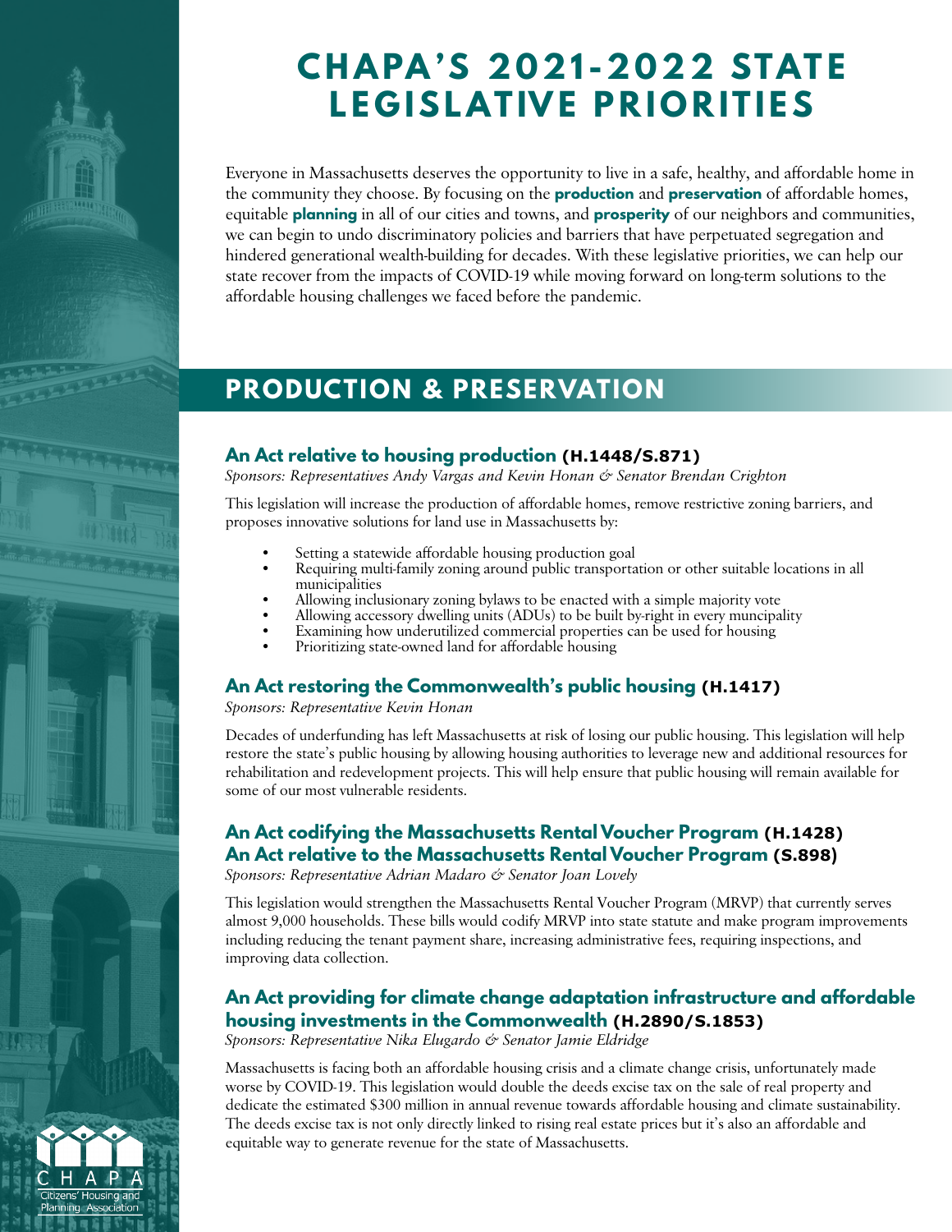# CHAPA'S 2021-2022 STATE LEGISLATIVE PRIORITIES

Everyone in Massachusetts deserves the opportunity to live in a safe, healthy, and affordable home in the community they choose. By focusing on the **production** and **preservation** of affordable homes, equitable **planning** in all of our cities and towns, and **prosperity** of our neighbors and communities, we can begin to undo discriminatory policies and barriers that have perpetuated segregation and hindered generational wealth-building for decades. With these legislative priorities, we can help our state recover from the impacts of COVID-19 while moving forward on long-term solutions to the affordable housing challenges we faced before the pandemic.

## PRODUCTION & PRESERVATION

### An Act relative to housing production (H.1448/S.871)

*Sponsors: Representatives Andy Vargas and Kevin Honan & Senator Brendan Crighton*

This legislation will increase the production of affordable homes, remove restrictive zoning barriers, and proposes innovative solutions for land use in Massachusetts by:

- Setting a statewide affordable housing production goal
- Requiring multi-family zoning around public transportation or other suitable locations in all municipalities
- Allowing inclusionary zoning bylaws to be enacted with a simple majority vote
- Allowing accessory dwelling units (ADUs) to be built by-right in every muncipality
- Examining how underutilized commercial properties can be used for housing
- Prioritizing state-owned land for affordable housing

### An Act restoring the Commonwealth's public housing (H.1417)

*Sponsors: Representative Kevin Honan*

Decades of underfunding has left Massachusetts at risk of losing our public housing. This legislation will help restore the state's public housing by allowing housing authorities to leverage new and additional resources for rehabilitation and redevelopment projects. This will help ensure that public housing will remain available for some of our most vulnerable residents.

### An Act codifying the Massachusetts Rental Voucher Program (H.1428)
### An Act relative to the Massachusetts Rental Voucher Program (S.898)

*Sponsors: Representative Adrian Madaro & Senator Joan Lovely*

This legislation would strengthen the Massachusetts Rental Voucher Program (MRVP) that currently serves almost 9,000 households. These bills would codify MRVP into state statute and make program improvements including reducing the tenant payment share, increasing administrative fees, requiring inspections, and improving data collection.

### An Act providing for climate change adaptation infrastructure and affordable housing investments in the Commonwealth (H.2890/S.1853)

*Sponsors: Representative Nika Elugardo & Senator Jamie Eldridge*

Massachusetts is facing both an affordable housing crisis and a climate change crisis, unfortunately made worse by COVID-19. This legislation would double the deeds excise tax on the sale of real property and dedicate the estimated $300 million in annual revenue towards affordable housing and climate sustainability. The deeds excise tax is not only directly linked to rising real estate prices but it's also an affordable and equitable way to generate revenue for the state of Massachusetts.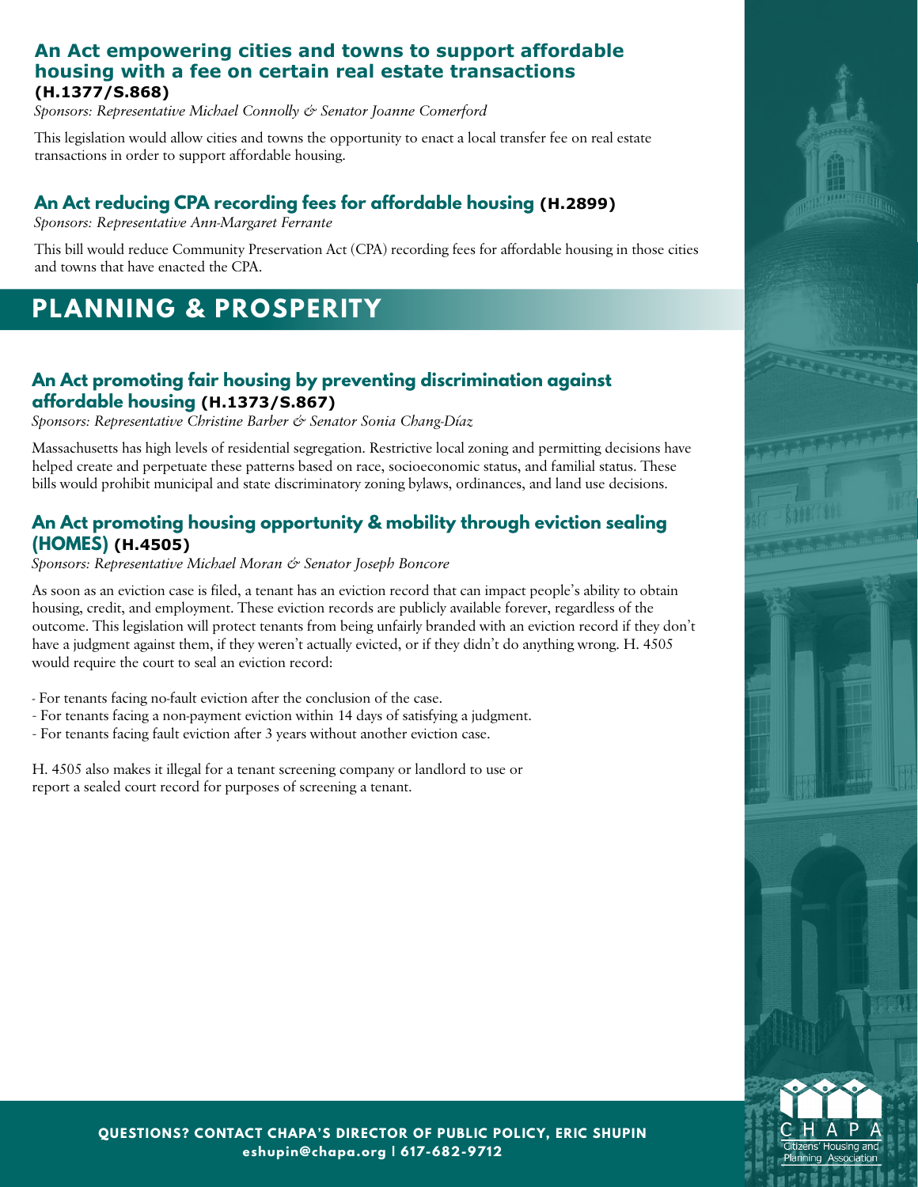### An Act empowering cities and towns to support affordable housing with a fee on certain real estate transactions (H.1377/S.868)

*Sponsors: Representative Michael Connolly & Senator Joanne Comerford*

This legislation would allow cities and towns the opportunity to enact a local transfer fee on real estate transactions in order to support affordable housing.

### An Act reducing CPA recording fees for affordable housing (H.2899)

*Sponsors: Representative Ann-Margaret Ferrante*

This bill would reduce Community Preservation Act (CPA) recording fees for affordable housing in those cities and towns that have enacted the CPA.

## PLANNING & PROSPERITY

### An Act promoting fair housing by preventing discrimination against affordable housing (H.1373/S.867)

*Sponsors: Representative Christine Barber & Senator Sonia Chang-Díaz*

Massachusetts has high levels of residential segregation. Restrictive local zoning and permitting decisions have helped create and perpetuate these patterns based on race, socioeconomic status, and familial status. These bills would prohibit municipal and state discriminatory zoning bylaws, ordinances, and land use decisions.

### An Act promoting housing opportunity & mobility through eviction sealing (HOMES) (H.4505)

*Sponsors: Representative Michael Moran & Senator Joseph Boncore*

As soon as an eviction case is filed, a tenant has an eviction record that can impact people's ability to obtain housing, credit, and employment. These eviction records are publicly available forever, regardless of the outcome. This legislation will protect tenants from being unfairly branded with an eviction record if they don't have a judgment against them, if they weren't actually evicted, or if they didn't do anything wrong. H. 4505 would require the court to seal an eviction record:

- For tenants facing no-fault eviction after the conclusion of the case.
- For tenants facing a non-payment eviction within 14 days of satisfying a judgment.
- For tenants facing fault eviction after 3 years without another eviction case.

H. 4505 also makes it illegal for a tenant screening company or landlord to use or report a sealed court record for purposes of screening a tenant.

**QUESTIONS? CONTACT CHAPA'S DIRECTOR OF PUBLIC POLICY, ERIC SHUPIN**
**eshupin@chapa.org | 617-682-9712**